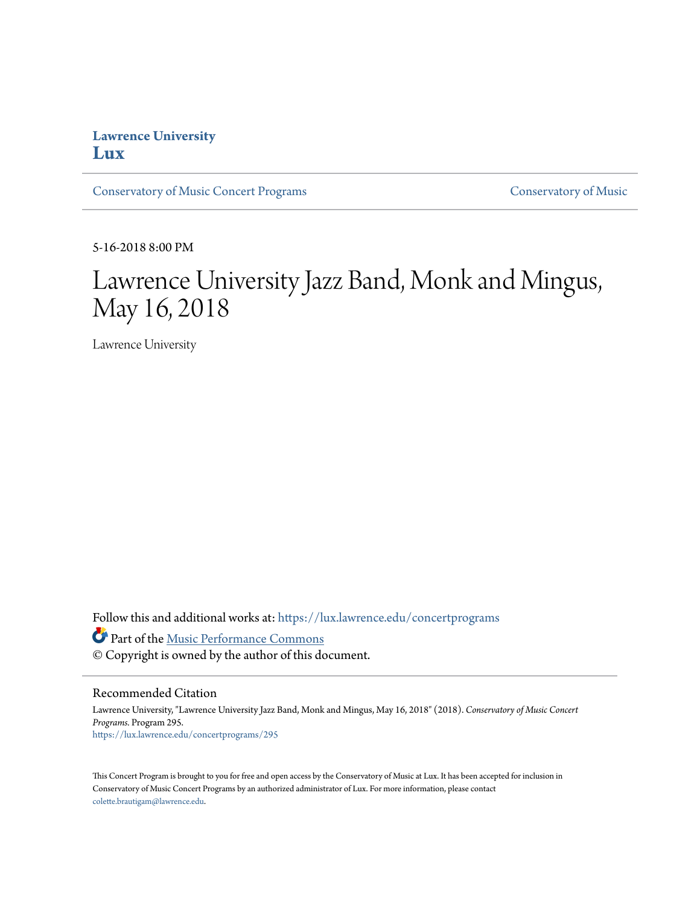**Lawrence University**
**Lux**

Conservatory of Music Concert Programs | Conservatory of Music

5-16-2018 8:00 PM

# Lawrence University Jazz Band, Monk and Mingus, May 16, 2018

Lawrence University

Follow this and additional works at: https://lux.lawrence.edu/concertprograms

Part of the Music Performance Commons

© Copyright is owned by the author of this document.

## Recommended Citation

Lawrence University, "Lawrence University Jazz Band, Monk and Mingus, May 16, 2018" (2018). *Conservatory of Music Concert Programs.* Program 295.
https://lux.lawrence.edu/concertprograms/295

This Concert Program is brought to you for free and open access by the Conservatory of Music at Lux. It has been accepted for inclusion in Conservatory of Music Concert Programs by an authorized administrator of Lux. For more information, please contact colette.brautigam@lawrence.edu.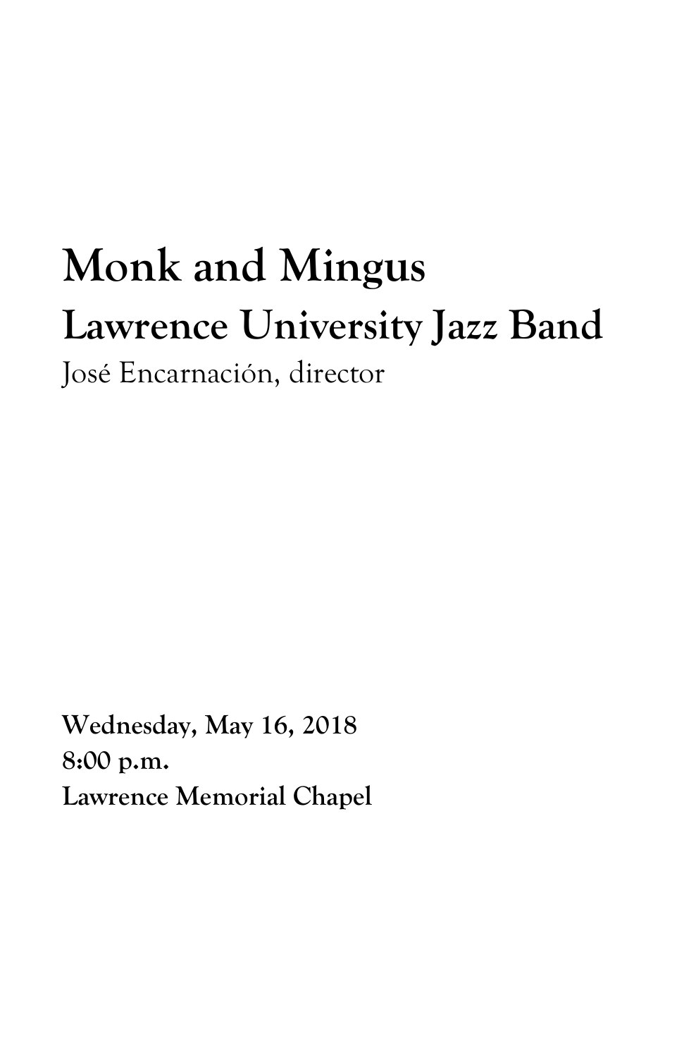# Monk and Mingus

## Lawrence University Jazz Band

José Encarnación, director

**Wednesday, May 16, 2018**
**8:00 p.m.**
**Lawrence Memorial Chapel**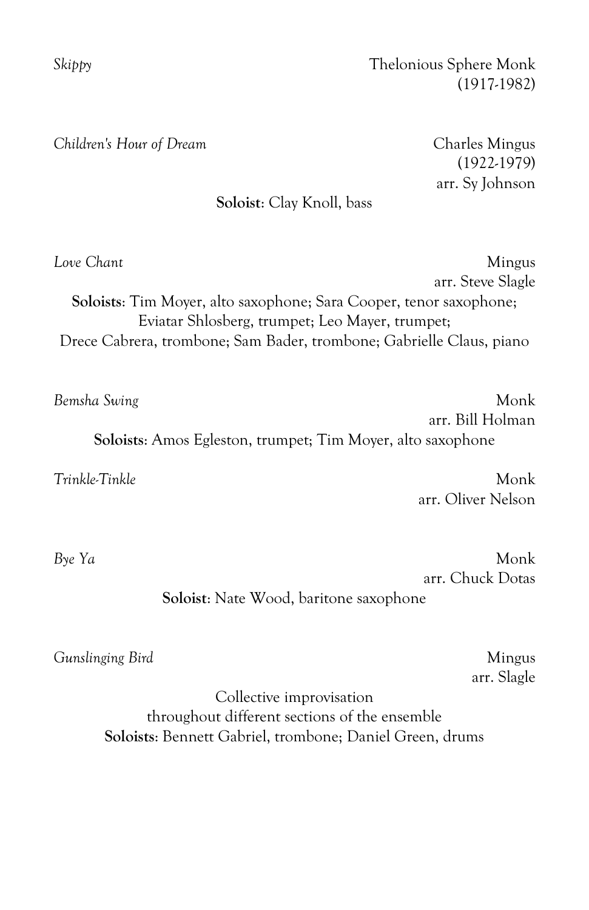*Skippy* — Thelonious Sphere Monk (1917-1982)

*Children's Hour of Dream* — Charles Mingus (1922-1979), arr. Sy Johnson

**Soloist**: Clay Knoll, bass

*Love Chant* — Mingus, arr. Steve Slagle

**Soloists**: Tim Moyer, alto saxophone; Sara Cooper, tenor saxophone; Eviatar Shlosberg, trumpet; Leo Mayer, trumpet; Drece Cabrera, trombone; Sam Bader, trombone; Gabrielle Claus, piano

*Bemsha Swing* — Monk, arr. Bill Holman

**Soloists**: Amos Egleston, trumpet; Tim Moyer, alto saxophone

*Trinkle-Tinkle* — Monk, arr. Oliver Nelson

*Bye Ya* — Monk, arr. Chuck Dotas

**Soloist**: Nate Wood, baritone saxophone

*Gunslinging Bird* — Mingus, arr. Slagle

Collective improvisation throughout different sections of the ensemble

**Soloists**: Bennett Gabriel, trombone; Daniel Green, drums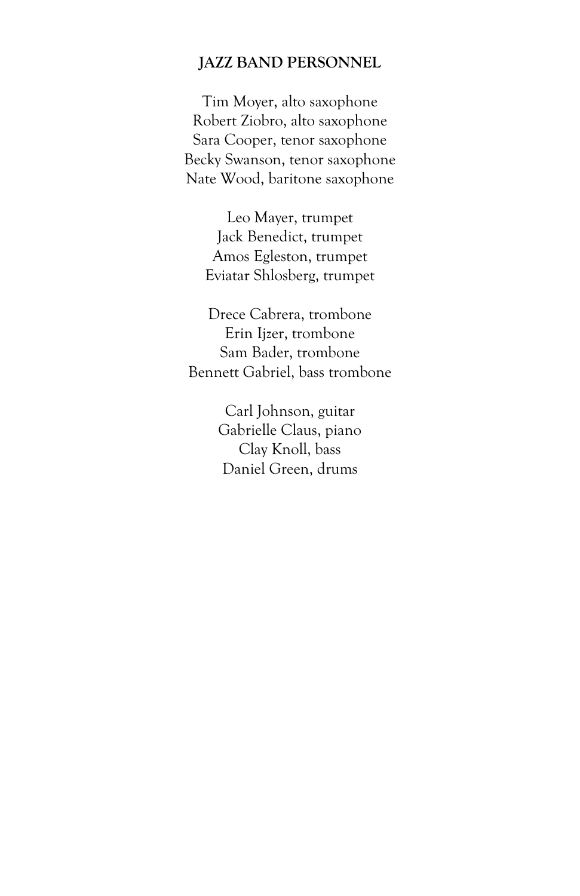## JAZZ BAND PERSONNEL

Tim Moyer, alto saxophone
Robert Ziobro, alto saxophone
Sara Cooper, tenor saxophone
Becky Swanson, tenor saxophone
Nate Wood, baritone saxophone

Leo Mayer, trumpet
Jack Benedict, trumpet
Amos Egleston, trumpet
Eviatar Shlosberg, trumpet

Drece Cabrera, trombone
Erin Ijzer, trombone
Sam Bader, trombone
Bennett Gabriel, bass trombone

Carl Johnson, guitar
Gabrielle Claus, piano
Clay Knoll, bass
Daniel Green, drums